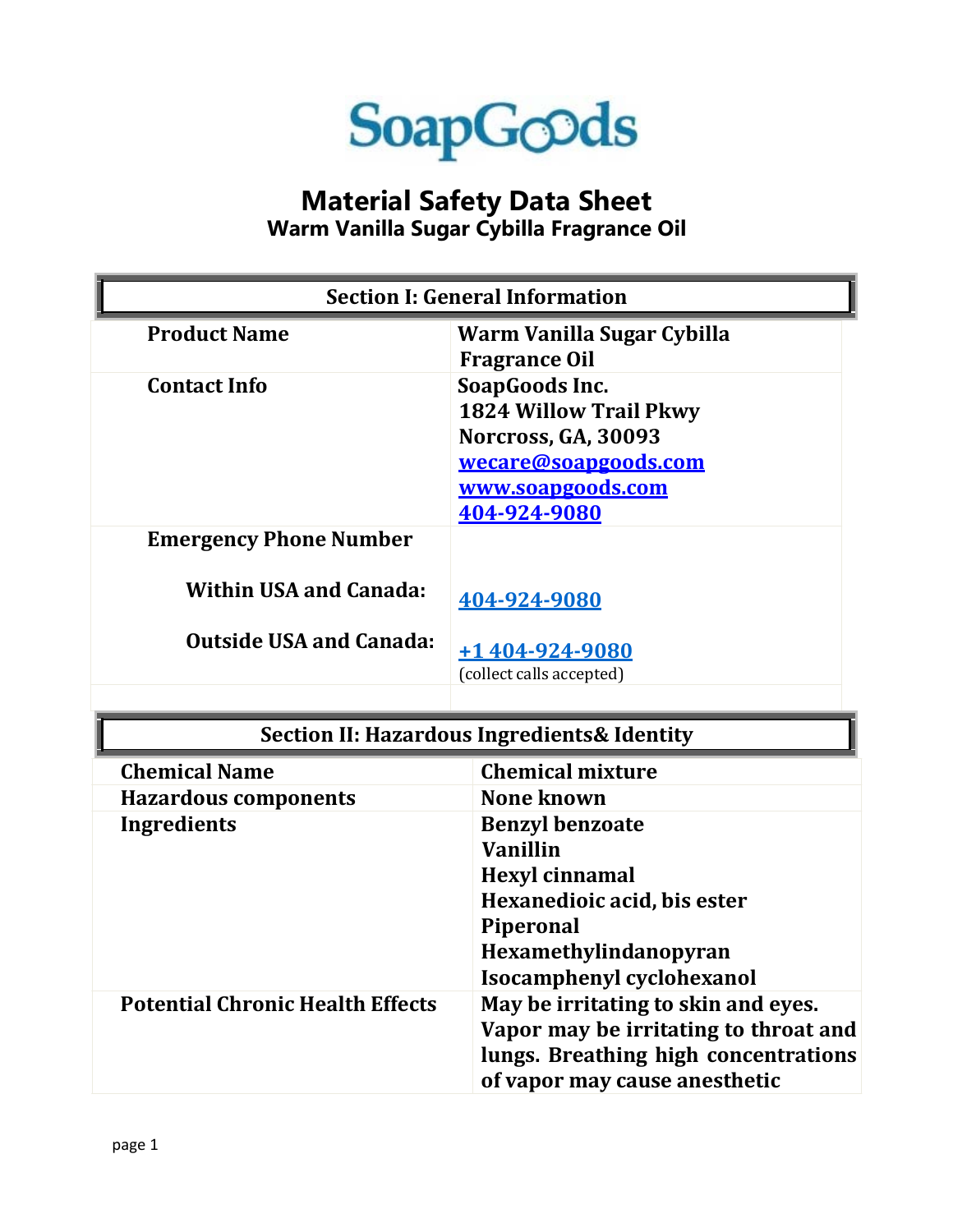SoapGoods

# Material Safety Data Sheet

## Warm Vanilla Sugar Cybilla Fragrance Oil

| Section I: General Information | |
|---|---|
| **Product Name** | **Warm Vanilla Sugar Cybilla Fragrance Oil** |
| **Contact Info** | **SoapGoods Inc.**<br>**1824 Willow Trail Pkwy**<br>**Norcross, GA, 30093**<br>**wecare@soapgoods.com**<br>**www.soapgoods.com**<br>**404-924-9080** |
| **Emergency Phone Number** | |
| **Within USA and Canada:** | **404-924-9080** |
| **Outside USA and Canada:** | **+1 404-924-9080**<br>(collect calls accepted) |

| Section II: Hazardous Ingredients& Identity | |
|---|---|
| **Chemical Name** | **Chemical mixture** |
| **Hazardous components** | **None known** |
| **Ingredients** | **Benzyl benzoate**<br>**Vanillin**<br>**Hexyl cinnamal**<br>**Hexanedioic acid, bis ester**<br>**Piperonal**<br>**Hexamethylindanopyran**<br>**Isocamphenyl cyclohexanol** |
| **Potential Chronic Health Effects** | **May be irritating to skin and eyes. Vapor may be irritating to throat and lungs. Breathing high concentrations of vapor may cause anesthetic** |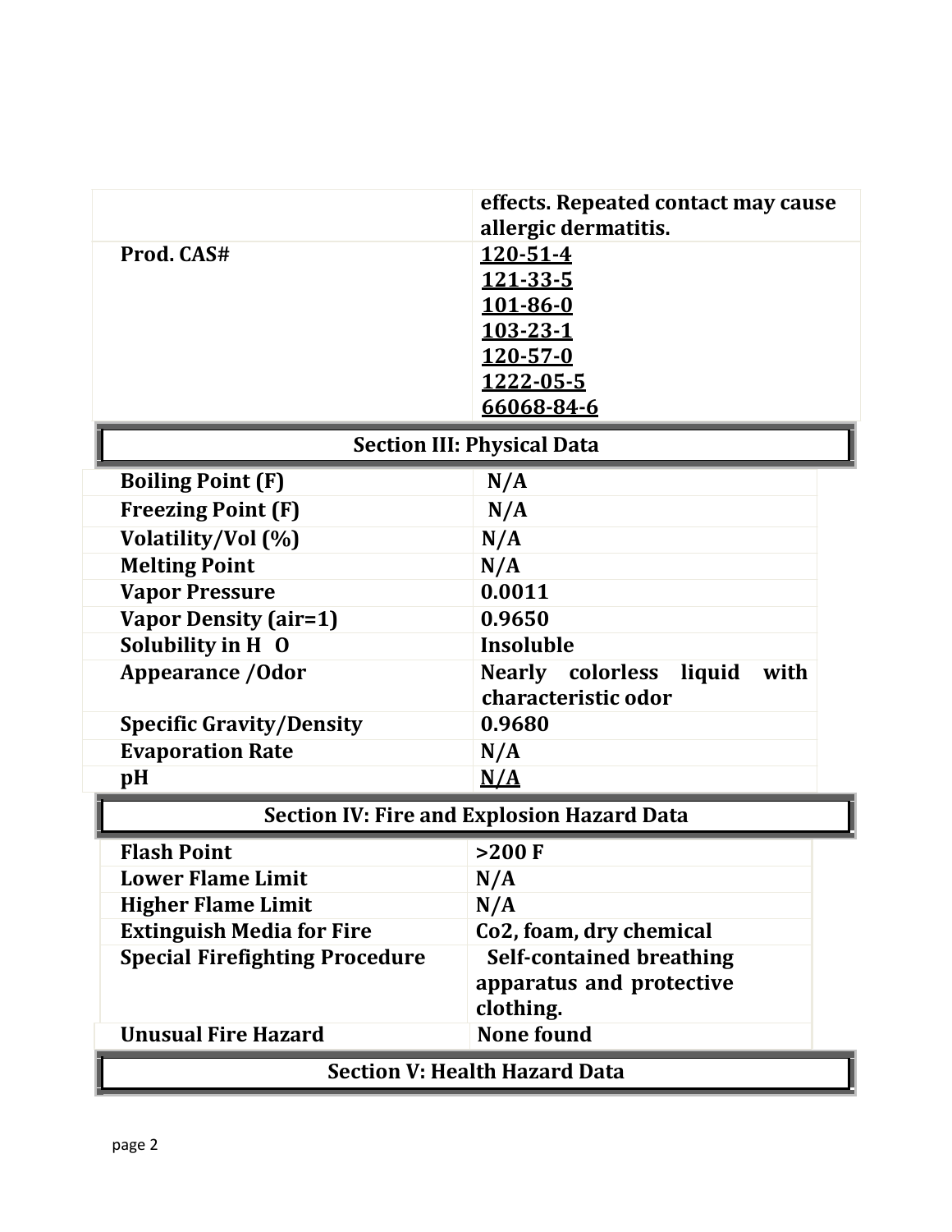| | |
|---|---|
| | effects. Repeated contact may cause allergic dermatitis. |
| Prod. CAS# | 120-51-4<br>121-33-5<br>101-86-0<br>103-23-1<br>120-57-0<br>1222-05-5<br>66068-84-6 |

## Section III: Physical Data

| | |
|---|---|
| Boiling Point (F) | N/A |
| Freezing Point (F) | N/A |
| Volatility/Vol (%) | N/A |
| Melting Point | N/A |
| Vapor Pressure | 0.0011 |
| Vapor Density (air=1) | 0.9650 |
| Solubility in $H_2O$ | Insoluble |
| Appearance /Odor | Nearly colorless liquid with characteristic odor |
| Specific Gravity/Density | 0.9680 |
| Evaporation Rate | N/A |
| pH | N/A |

## Section IV: Fire and Explosion Hazard Data

| | |
|---|---|
| Flash Point | >200 F |
| Lower Flame Limit | N/A |
| Higher Flame Limit | N/A |
| Extinguish Media for Fire | Co2, foam, dry chemical |
| Special Firefighting Procedure | Self-contained breathing apparatus and protective clothing. |
| Unusual Fire Hazard | None found |

## Section V: Health Hazard Data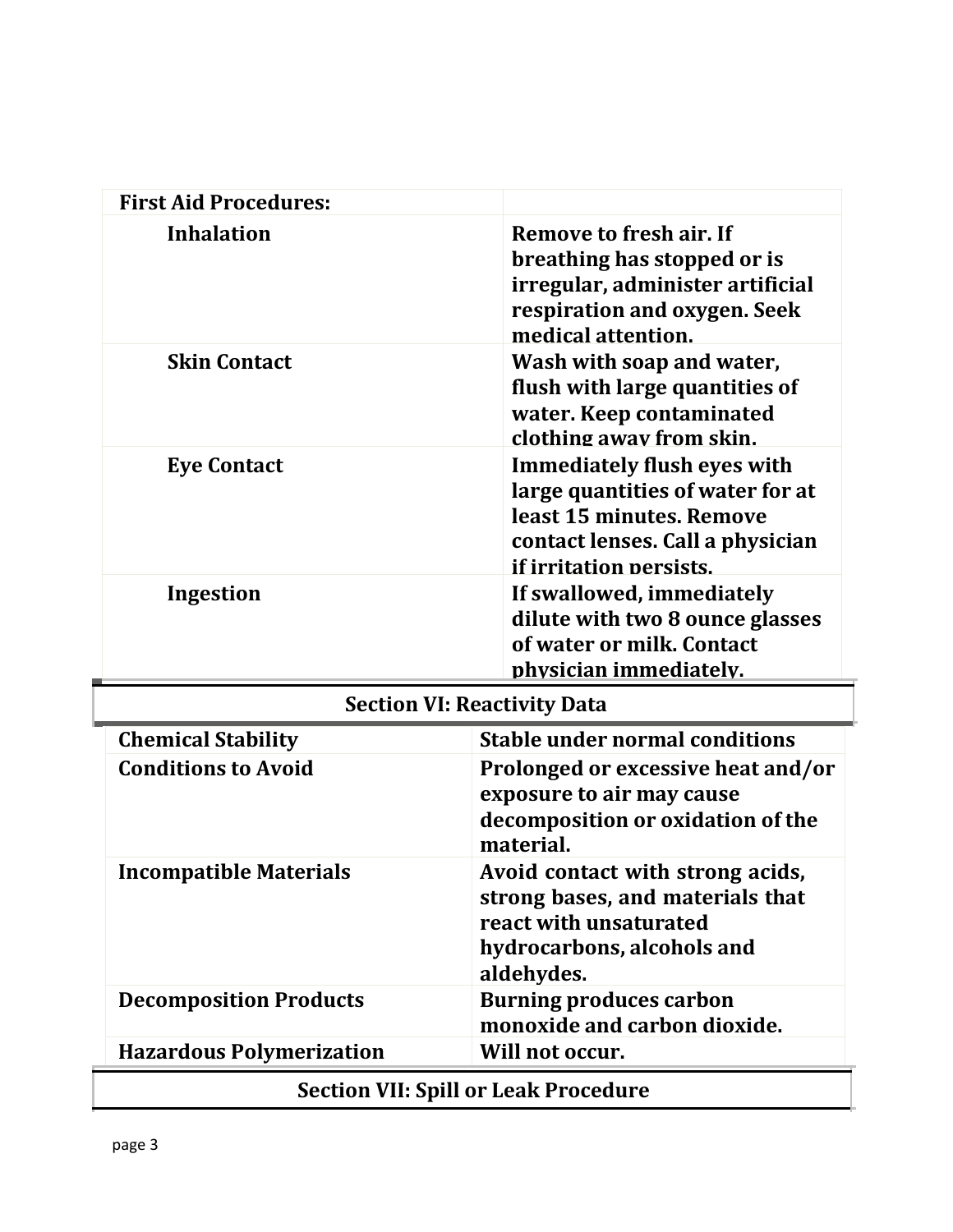| First Aid Procedures: | |
|---|---|
| Inhalation | Remove to fresh air. If breathing has stopped or is irregular, administer artificial respiration and oxygen. Seek medical attention. |
| Skin Contact | Wash with soap and water, flush with large quantities of water. Keep contaminated clothing away from skin. |
| Eye Contact | Immediately flush eyes with large quantities of water for at least 15 minutes. Remove contact lenses. Call a physician if irritation persists. |
| Ingestion | If swallowed, immediately dilute with two 8 ounce glasses of water or milk. Contact physician immediately. |

## Section VI: Reactivity Data

| Chemical Stability | Stable under normal conditions |
|---|---|
| Conditions to Avoid | Prolonged or excessive heat and/or exposure to air may cause decomposition or oxidation of the material. |
| Incompatible Materials | Avoid contact with strong acids, strong bases, and materials that react with unsaturated hydrocarbons, alcohols and aldehydes. |
| Decomposition Products | Burning produces carbon monoxide and carbon dioxide. |
| Hazardous Polymerization | Will not occur. |

## Section VII: Spill or Leak Procedure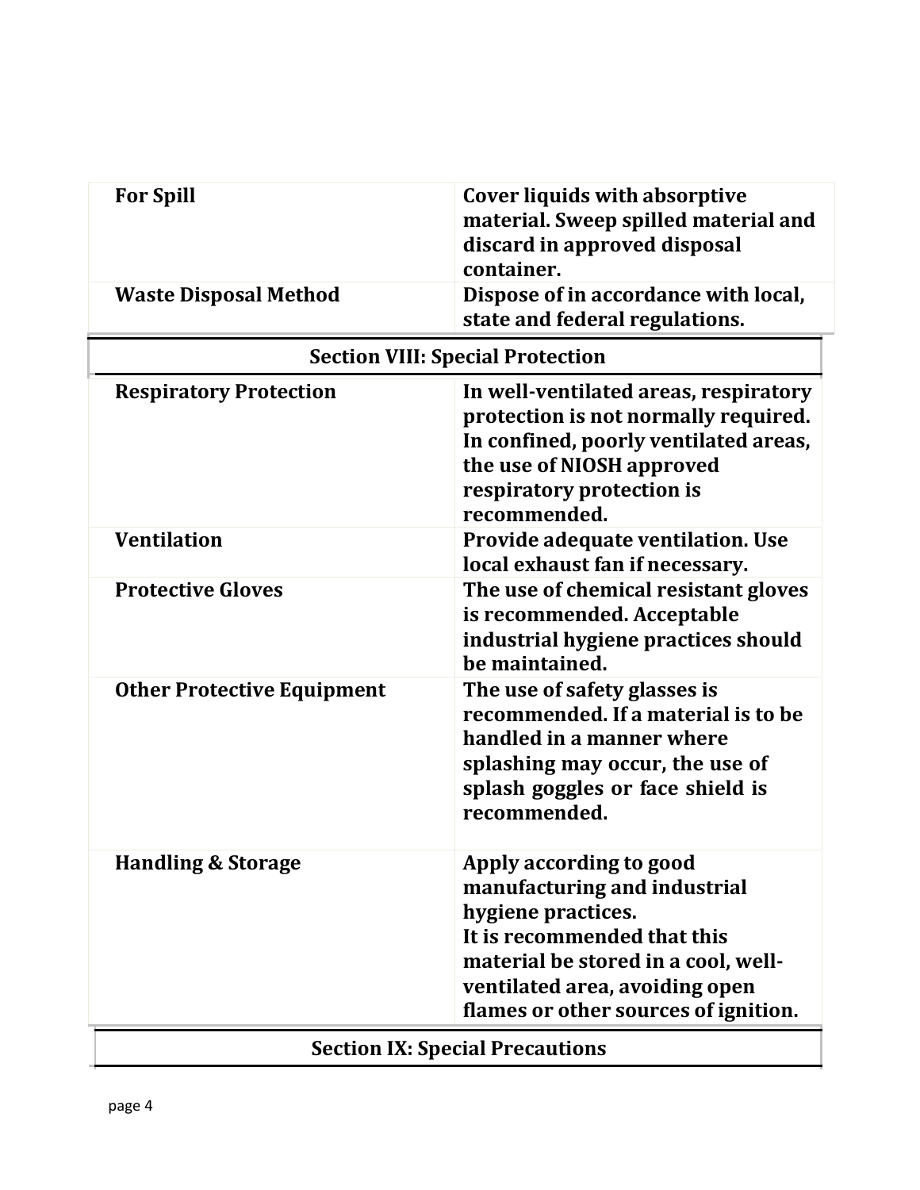| | |
|---|---|
| **For Spill** | **Cover liquids with absorptive material. Sweep spilled material and discard in approved disposal container.** |
| **Waste Disposal Method** | **Dispose of in accordance with local, state and federal regulations.** |

## Section VIII: Special Protection

| | |
|---|---|
| **Respiratory Protection** | **In well-ventilated areas, respiratory protection is not normally required. In confined, poorly ventilated areas, the use of NIOSH approved respiratory protection is recommended.** |
| **Ventilation** | **Provide adequate ventilation. Use local exhaust fan if necessary.** |
| **Protective Gloves** | **The use of chemical resistant gloves is recommended. Acceptable industrial hygiene practices should be maintained.** |
| **Other Protective Equipment** | **The use of safety glasses is recommended. If a material is to be handled in a manner where splashing may occur, the use of splash goggles or face shield is recommended.** |
| **Handling & Storage** | **Apply according to good manufacturing and industrial hygiene practices. It is recommended that this material be stored in a cool, well-ventilated area, avoiding open flames or other sources of ignition.** |

## Section IX: Special Precautions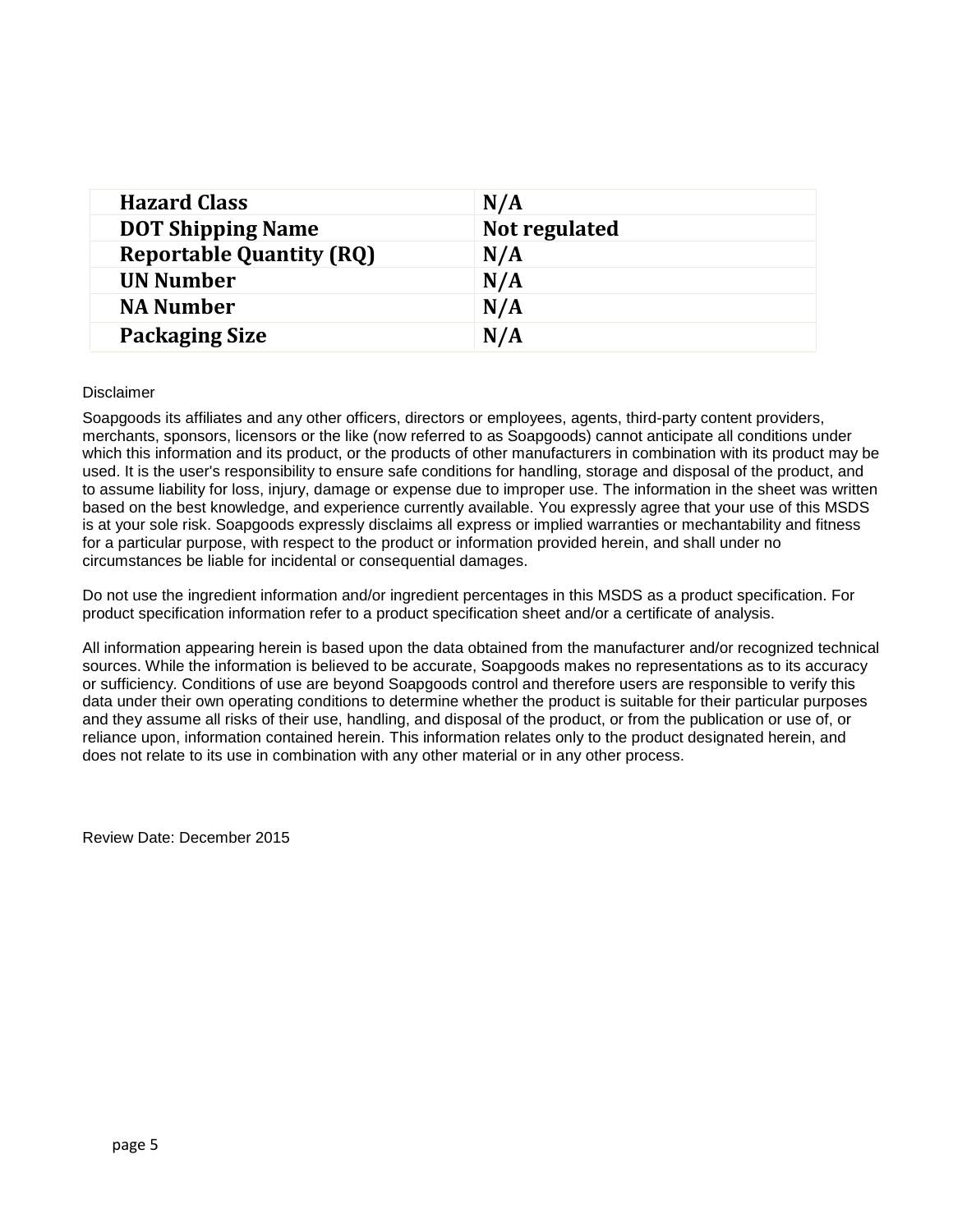| | |
|---|---|
| **Hazard Class** | **N/A** |
| **DOT Shipping Name** | **Not regulated** |
| **Reportable Quantity (RQ)** | **N/A** |
| **UN Number** | **N/A** |
| **NA Number** | **N/A** |
| **Packaging Size** | **N/A** |

Disclaimer

Soapgoods its affiliates and any other officers, directors or employees, agents, third-party content providers, merchants, sponsors, licensors or the like (now referred to as Soapgoods) cannot anticipate all conditions under which this information and its product, or the products of other manufacturers in combination with its product may be used. It is the user's responsibility to ensure safe conditions for handling, storage and disposal of the product, and to assume liability for loss, injury, damage or expense due to improper use. The information in the sheet was written based on the best knowledge, and experience currently available. You expressly agree that your use of this MSDS is at your sole risk. Soapgoods expressly disclaims all express or implied warranties or mechantability and fitness for a particular purpose, with respect to the product or information provided herein, and shall under no circumstances be liable for incidental or consequential damages.

Do not use the ingredient information and/or ingredient percentages in this MSDS as a product specification. For product specification information refer to a product specification sheet and/or a certificate of analysis.

All information appearing herein is based upon the data obtained from the manufacturer and/or recognized technical sources. While the information is believed to be accurate, Soapgoods makes no representations as to its accuracy or sufficiency. Conditions of use are beyond Soapgoods control and therefore users are responsible to verify this data under their own operating conditions to determine whether the product is suitable for their particular purposes and they assume all risks of their use, handling, and disposal of the product, or from the publication or use of, or reliance upon, information contained herein. This information relates only to the product designated herein, and does not relate to its use in combination with any other material or in any other process.

Review Date: December 2015